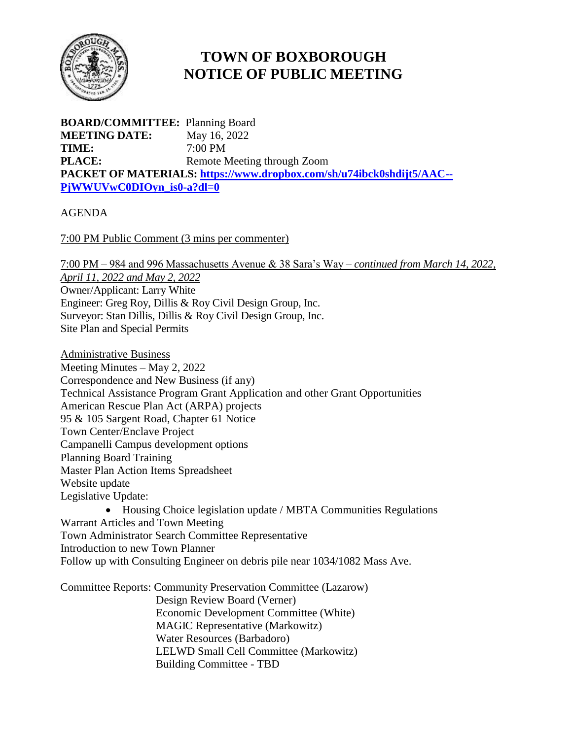# TOWN OF BOXBOROUGH
# NOTICE OF PUBLIC MEETING

**BOARD/COMMITTEE:** Planning Board
**MEETING DATE:** May 16, 2022
**TIME:** 7:00 PM
**PLACE:** Remote Meeting through Zoom
**PACKET OF MATERIALS:** **https://www.dropbox.com/sh/u74ibck0shdijt5/AAC--PjWWUVwC0DIOyn_is0-a?dl=0**

AGENDA

7:00 PM Public Comment (3 mins per commenter)

7:00 PM – 984 and 996 Massachusetts Avenue & 38 Sara's Way – *continued from March 14, 2022, April 11, 2022 and May 2, 2022*
Owner/Applicant: Larry White
Engineer: Greg Roy, Dillis & Roy Civil Design Group, Inc.
Surveyor: Stan Dillis, Dillis & Roy Civil Design Group, Inc.
Site Plan and Special Permits

Administrative Business
Meeting Minutes – May 2, 2022
Correspondence and New Business (if any)
Technical Assistance Program Grant Application and other Grant Opportunities
American Rescue Plan Act (ARPA) projects
95 & 105 Sargent Road, Chapter 61 Notice
Town Center/Enclave Project
Campanelli Campus development options
Planning Board Training
Master Plan Action Items Spreadsheet
Website update
Legislative Update:

- Housing Choice legislation update / MBTA Communities Regulations

Warrant Articles and Town Meeting
Town Administrator Search Committee Representative
Introduction to new Town Planner
Follow up with Consulting Engineer on debris pile near 1034/1082 Mass Ave.

Committee Reports: Community Preservation Committee (Lazarow)
Design Review Board (Verner)
Economic Development Committee (White)
MAGIC Representative (Markowitz)
Water Resources (Barbadoro)
LELWD Small Cell Committee (Markowitz)
Building Committee - TBD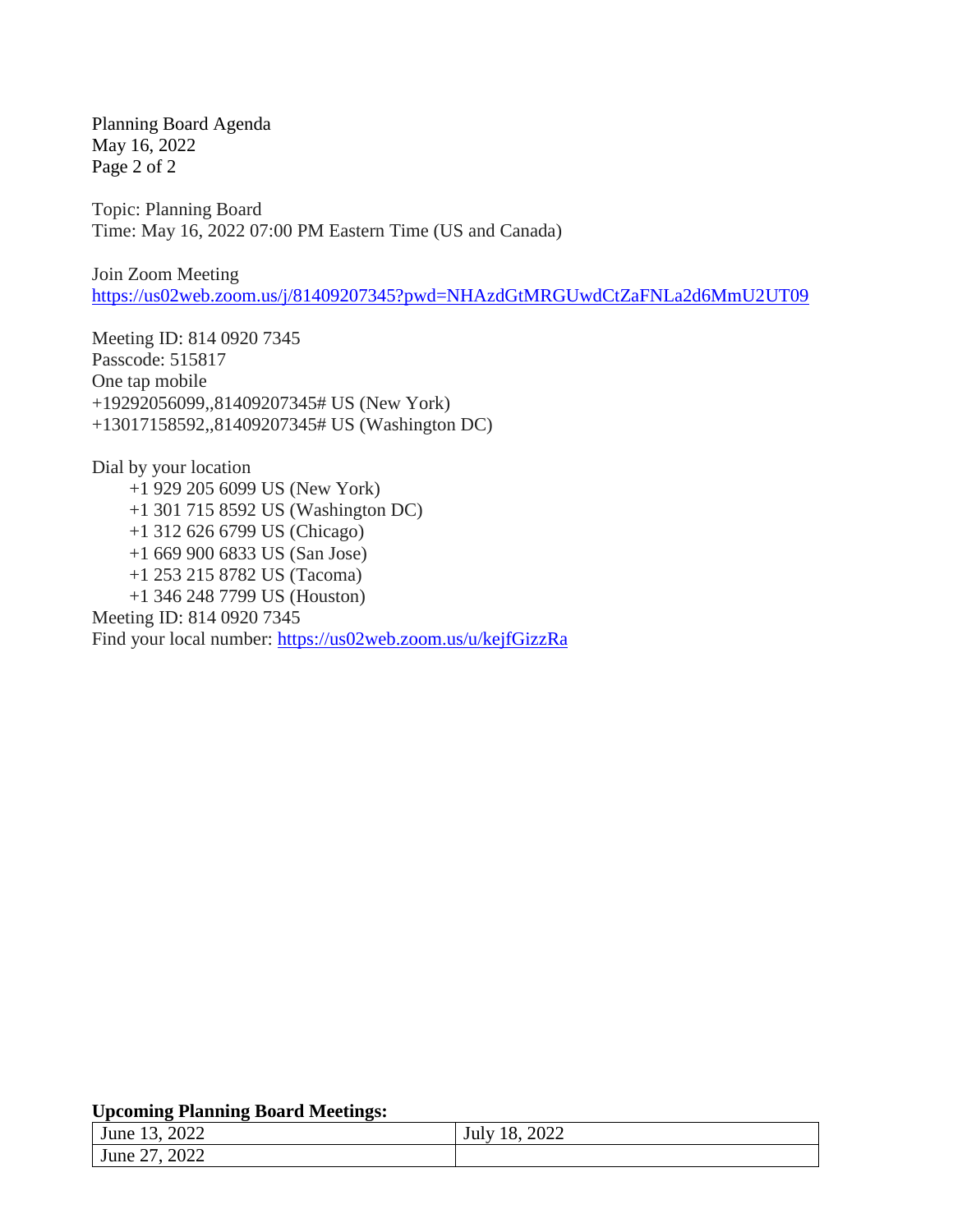Topic: Planning Board
Time: May 16, 2022 07:00 PM Eastern Time (US and Canada)

Join Zoom Meeting
https://us02web.zoom.us/j/81409207345?pwd=NHAzdGtMRGUwdCtZaFNLa2d6MmU2UT09

Meeting ID: 814 0920 7345
Passcode: 515817
One tap mobile
+19292056099,,81409207345# US (New York)
+13017158592,,81409207345# US (Washington DC)

Dial by your location
- +1 929 205 6099 US (New York)
- +1 301 715 8592 US (Washington DC)
- +1 312 626 6799 US (Chicago)
- +1 669 900 6833 US (San Jose)
- +1 253 215 8782 US (Tacoma)
- +1 346 248 7799 US (Houston)

Meeting ID: 814 0920 7345
Find your local number: https://us02web.zoom.us/u/kejfGizzRa

**Upcoming Planning Board Meetings:**

| | |
|---|---|
| June 13, 2022 | July 18, 2022 |
| June 27, 2022 | |